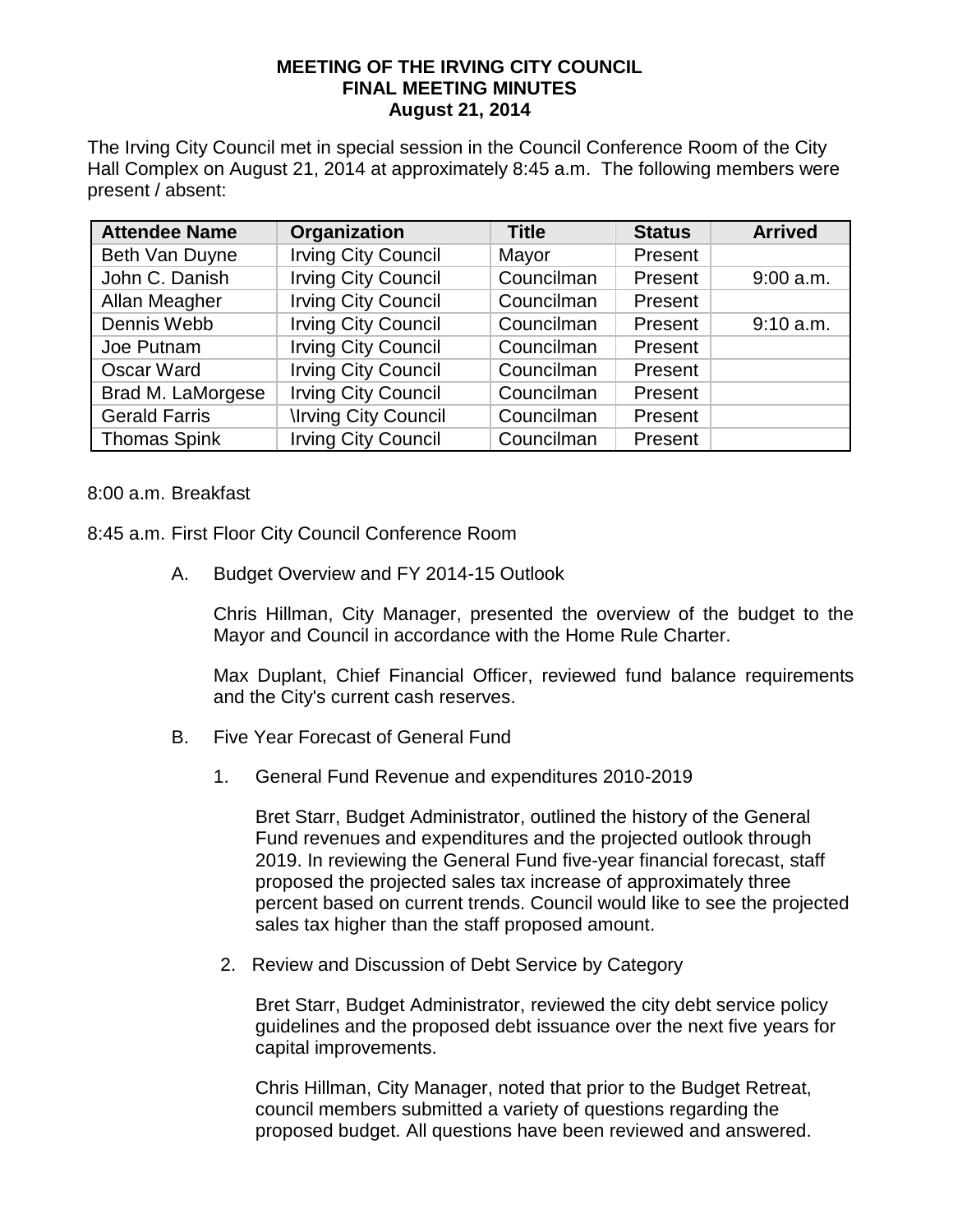**MEETING OF THE IRVING CITY COUNCIL**
**FINAL MEETING MINUTES**
**August 21, 2014**

The Irving City Council met in special session in the Council Conference Room of the City Hall Complex on August 21, 2014 at approximately 8:45 a.m. The following members were present / absent:

| Attendee Name | Organization | Title | Status | Arrived |
|---|---|---|---|---|
| Beth Van Duyne | Irving City Council | Mayor | Present | |
| John C. Danish | Irving City Council | Councilman | Present | 9:00 a.m. |
| Allan Meagher | Irving City Council | Councilman | Present | |
| Dennis Webb | Irving City Council | Councilman | Present | 9:10 a.m. |
| Joe Putnam | Irving City Council | Councilman | Present | |
| Oscar Ward | Irving City Council | Councilman | Present | |
| Brad M. LaMorgese | Irving City Council | Councilman | Present | |
| Gerald Farris | \Irving City Council | Councilman | Present | |
| Thomas Spink | Irving City Council | Councilman | Present | |

8:00 a.m. Breakfast

8:45 a.m. First Floor City Council Conference Room

A. Budget Overview and FY 2014-15 Outlook

Chris Hillman, City Manager, presented the overview of the budget to the Mayor and Council in accordance with the Home Rule Charter.

Max Duplant, Chief Financial Officer, reviewed fund balance requirements and the City's current cash reserves.

B. Five Year Forecast of General Fund

1. General Fund Revenue and expenditures 2010-2019

Bret Starr, Budget Administrator, outlined the history of the General Fund revenues and expenditures and the projected outlook through 2019. In reviewing the General Fund five-year financial forecast, staff proposed the projected sales tax increase of approximately three percent based on current trends. Council would like to see the projected sales tax higher than the staff proposed amount.

2. Review and Discussion of Debt Service by Category

Bret Starr, Budget Administrator, reviewed the city debt service policy guidelines and the proposed debt issuance over the next five years for capital improvements.

Chris Hillman, City Manager, noted that prior to the Budget Retreat, council members submitted a variety of questions regarding the proposed budget. All questions have been reviewed and answered.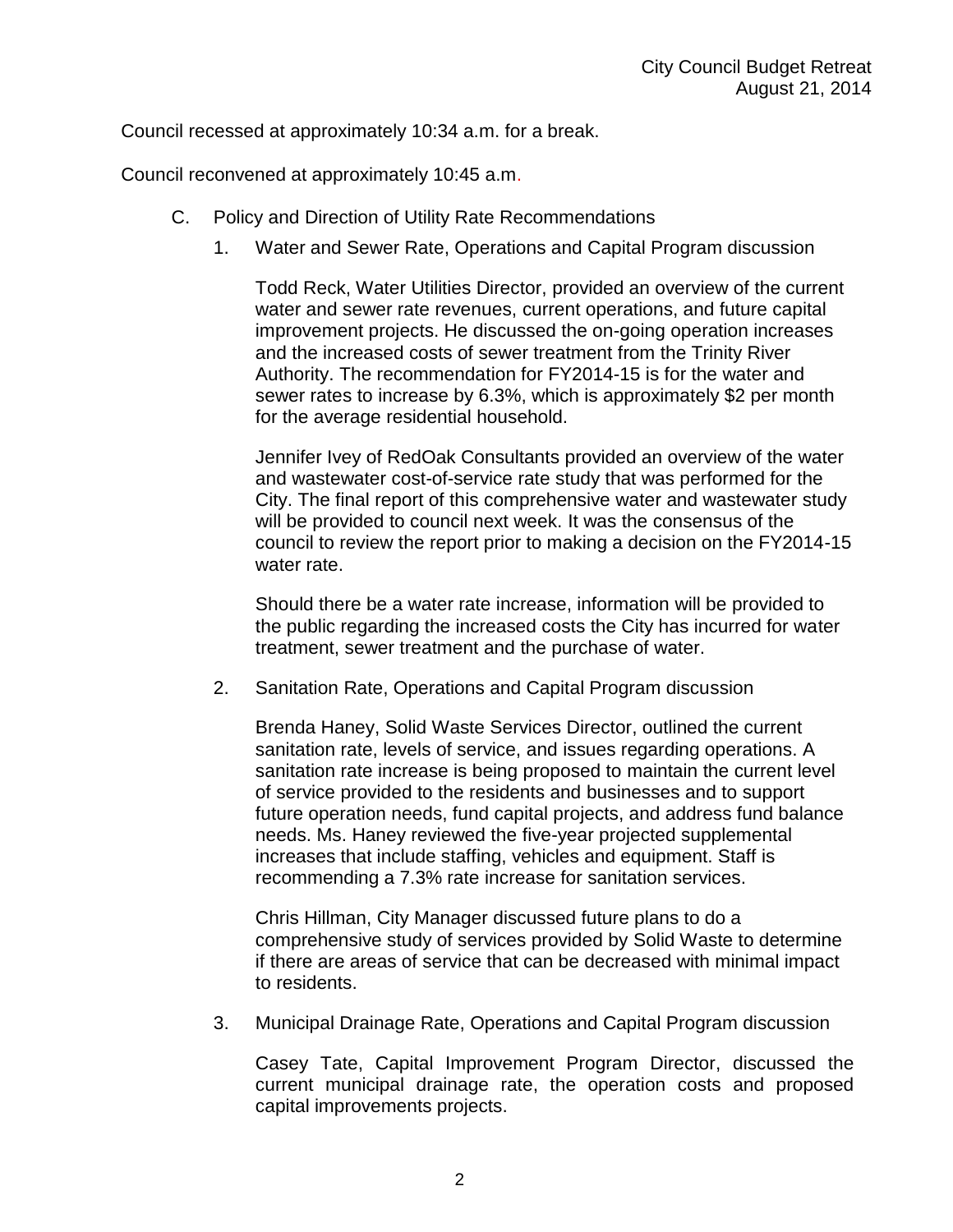Council recessed at approximately 10:34 a.m. for a break.

Council reconvened at approximately 10:45 a.m.

C. Policy and Direction of Utility Rate Recommendations

1. Water and Sewer Rate, Operations and Capital Program discussion

   Todd Reck, Water Utilities Director, provided an overview of the current water and sewer rate revenues, current operations, and future capital improvement projects. He discussed the on-going operation increases and the increased costs of sewer treatment from the Trinity River Authority. The recommendation for FY2014-15 is for the water and sewer rates to increase by 6.3%, which is approximately $2 per month for the average residential household.

   Jennifer Ivey of RedOak Consultants provided an overview of the water and wastewater cost-of-service rate study that was performed for the City. The final report of this comprehensive water and wastewater study will be provided to council next week. It was the consensus of the council to review the report prior to making a decision on the FY2014-15 water rate.

   Should there be a water rate increase, information will be provided to the public regarding the increased costs the City has incurred for water treatment, sewer treatment and the purchase of water.

2. Sanitation Rate, Operations and Capital Program discussion

   Brenda Haney, Solid Waste Services Director, outlined the current sanitation rate, levels of service, and issues regarding operations. A sanitation rate increase is being proposed to maintain the current level of service provided to the residents and businesses and to support future operation needs, fund capital projects, and address fund balance needs. Ms. Haney reviewed the five-year projected supplemental increases that include staffing, vehicles and equipment. Staff is recommending a 7.3% rate increase for sanitation services.

   Chris Hillman, City Manager discussed future plans to do a comprehensive study of services provided by Solid Waste to determine if there are areas of service that can be decreased with minimal impact to residents.

3. Municipal Drainage Rate, Operations and Capital Program discussion

   Casey Tate, Capital Improvement Program Director, discussed the current municipal drainage rate, the operation costs and proposed capital improvements projects.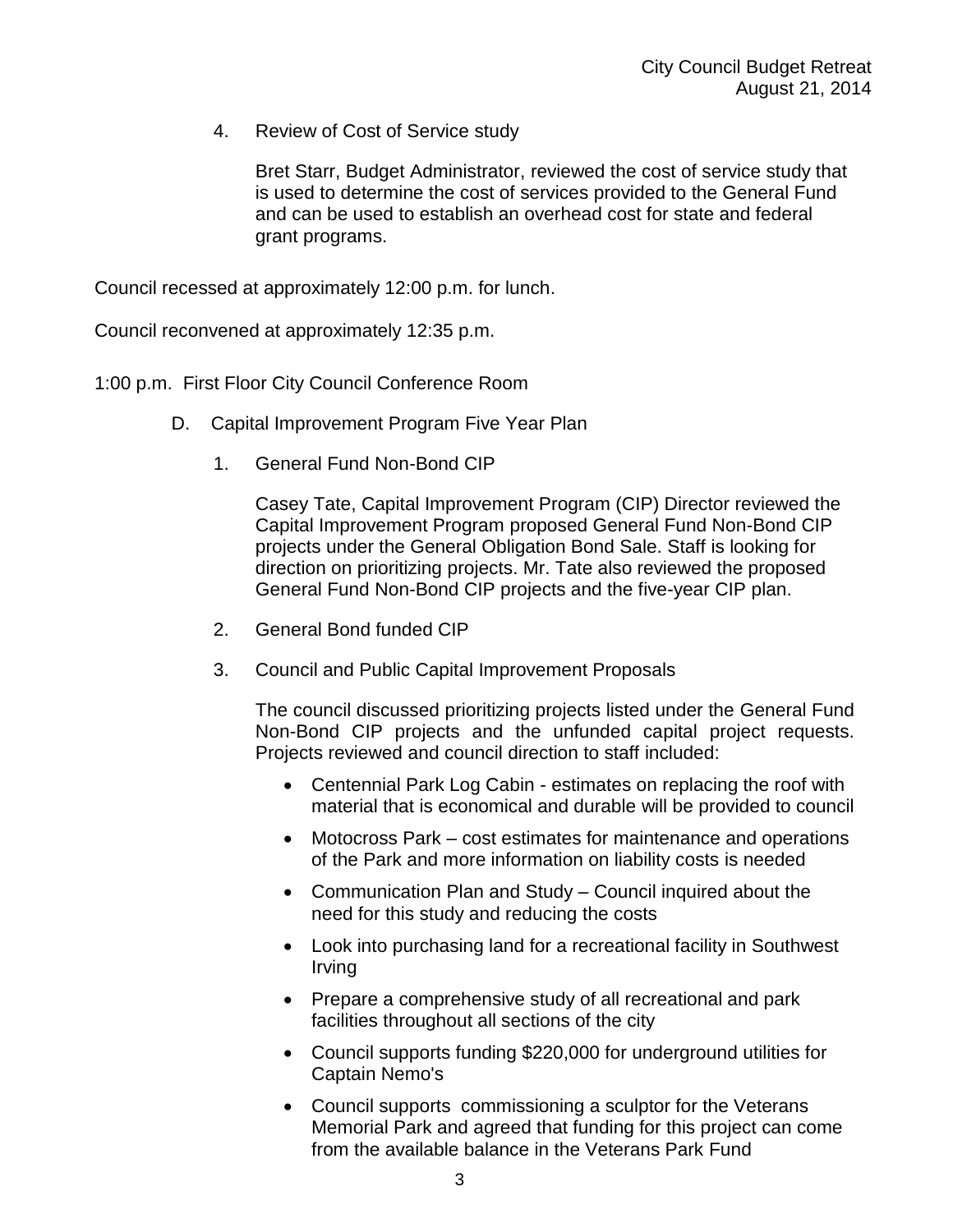4. Review of Cost of Service study

   Bret Starr, Budget Administrator, reviewed the cost of service study that is used to determine the cost of services provided to the General Fund and can be used to establish an overhead cost for state and federal grant programs.

Council recessed at approximately 12:00 p.m. for lunch.

Council reconvened at approximately 12:35 p.m.

1:00 p.m. First Floor City Council Conference Room

D. Capital Improvement Program Five Year Plan

1. General Fund Non-Bond CIP

   Casey Tate, Capital Improvement Program (CIP) Director reviewed the Capital Improvement Program proposed General Fund Non-Bond CIP projects under the General Obligation Bond Sale. Staff is looking for direction on prioritizing projects. Mr. Tate also reviewed the proposed General Fund Non-Bond CIP projects and the five-year CIP plan.

2. General Bond funded CIP

3. Council and Public Capital Improvement Proposals

   The council discussed prioritizing projects listed under the General Fund Non-Bond CIP projects and the unfunded capital project requests. Projects reviewed and council direction to staff included:

   - Centennial Park Log Cabin - estimates on replacing the roof with material that is economical and durable will be provided to council
   - Motocross Park – cost estimates for maintenance and operations of the Park and more information on liability costs is needed
   - Communication Plan and Study – Council inquired about the need for this study and reducing the costs
   - Look into purchasing land for a recreational facility in Southwest Irving
   - Prepare a comprehensive study of all recreational and park facilities throughout all sections of the city
   - Council supports funding $220,000 for underground utilities for Captain Nemo's
   - Council supports commissioning a sculptor for the Veterans Memorial Park and agreed that funding for this project can come from the available balance in the Veterans Park Fund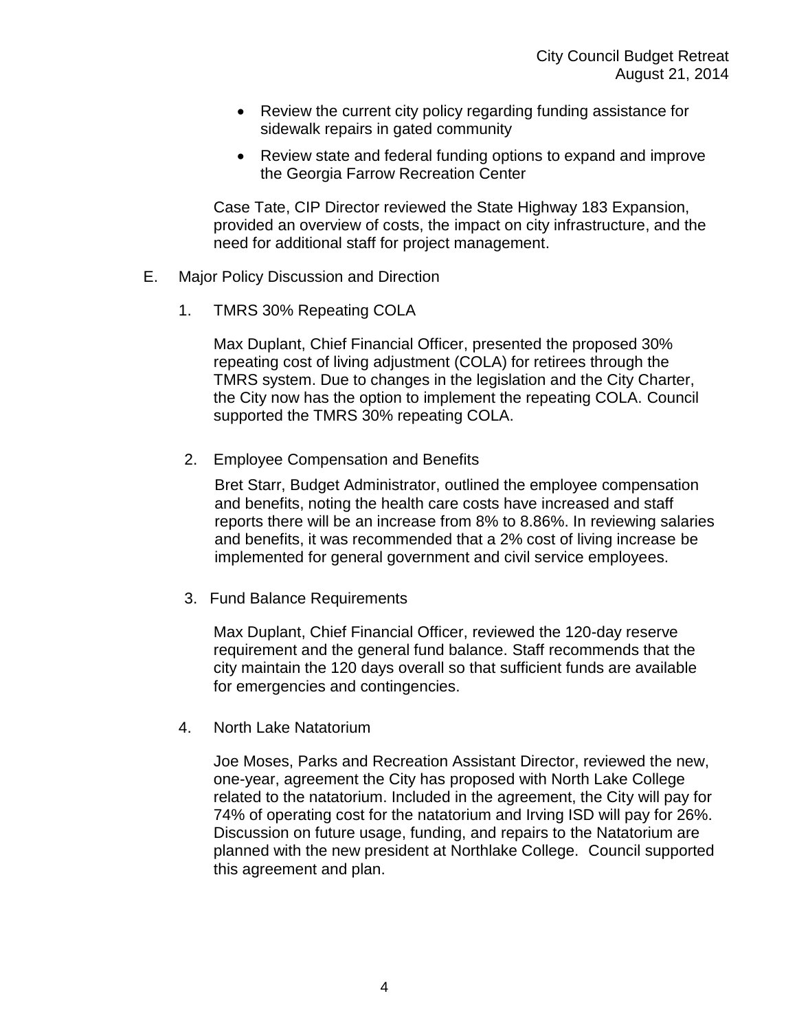- Review the current city policy regarding funding assistance for sidewalk repairs in gated community
- Review state and federal funding options to expand and improve the Georgia Farrow Recreation Center

Case Tate, CIP Director reviewed the State Highway 183 Expansion, provided an overview of costs, the impact on city infrastructure, and the need for additional staff for project management.

E. Major Policy Discussion and Direction

1. TMRS 30% Repeating COLA

   Max Duplant, Chief Financial Officer, presented the proposed 30% repeating cost of living adjustment (COLA) for retirees through the TMRS system. Due to changes in the legislation and the City Charter, the City now has the option to implement the repeating COLA. Council supported the TMRS 30% repeating COLA.

2. Employee Compensation and Benefits

   Bret Starr, Budget Administrator, outlined the employee compensation and benefits, noting the health care costs have increased and staff reports there will be an increase from 8% to 8.86%. In reviewing salaries and benefits, it was recommended that a 2% cost of living increase be implemented for general government and civil service employees.

3. Fund Balance Requirements

   Max Duplant, Chief Financial Officer, reviewed the 120-day reserve requirement and the general fund balance. Staff recommends that the city maintain the 120 days overall so that sufficient funds are available for emergencies and contingencies.

4. North Lake Natatorium

   Joe Moses, Parks and Recreation Assistant Director, reviewed the new, one-year, agreement the City has proposed with North Lake College related to the natatorium. Included in the agreement, the City will pay for 74% of operating cost for the natatorium and Irving ISD will pay for 26%. Discussion on future usage, funding, and repairs to the Natatorium are planned with the new president at Northlake College. Council supported this agreement and plan.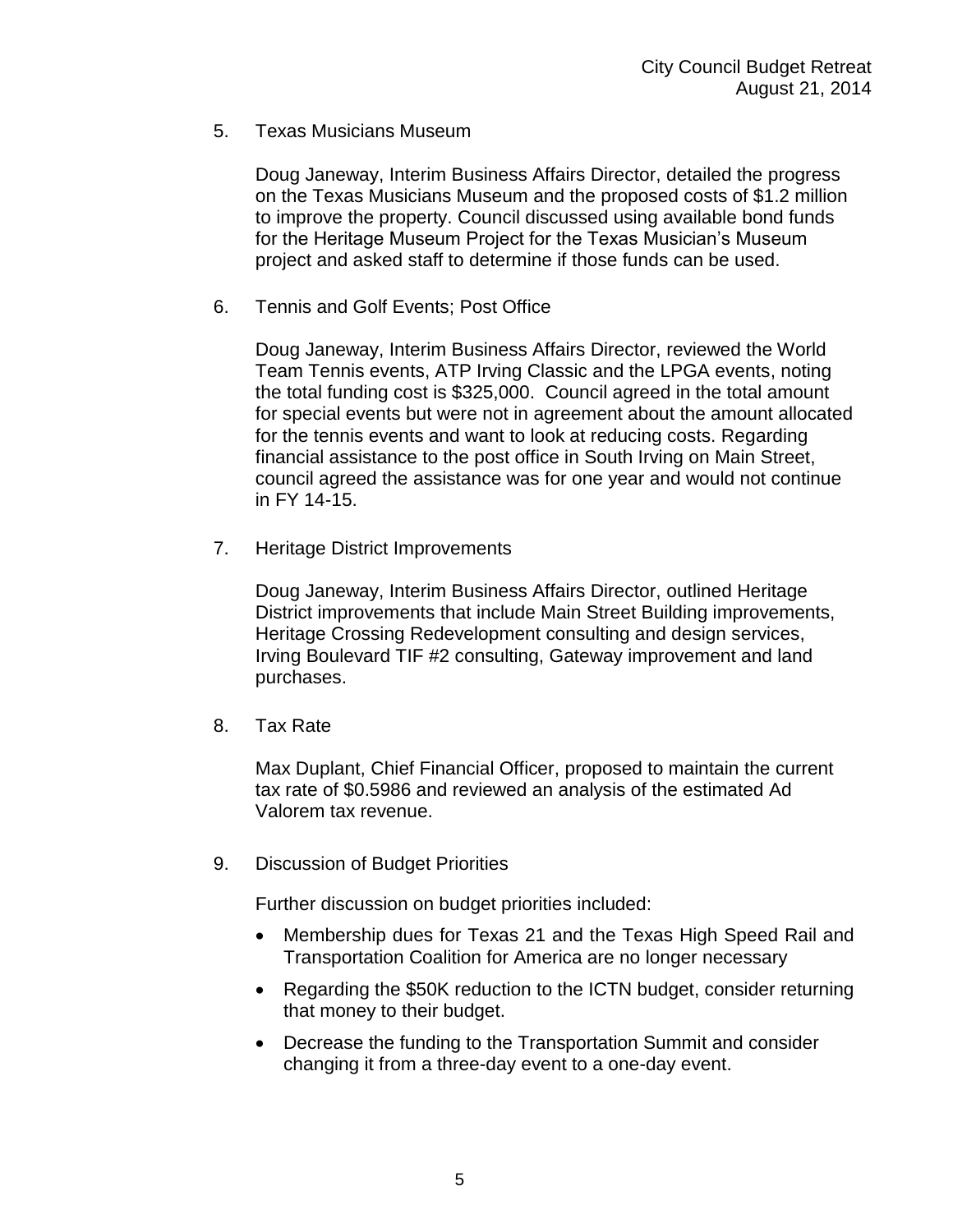5. Texas Musicians Museum

   Doug Janeway, Interim Business Affairs Director, detailed the progress on the Texas Musicians Museum and the proposed costs of $1.2 million to improve the property. Council discussed using available bond funds for the Heritage Museum Project for the Texas Musician's Museum project and asked staff to determine if those funds can be used.

6. Tennis and Golf Events; Post Office

   Doug Janeway, Interim Business Affairs Director, reviewed the World Team Tennis events, ATP Irving Classic and the LPGA events, noting the total funding cost is $325,000. Council agreed in the total amount for special events but were not in agreement about the amount allocated for the tennis events and want to look at reducing costs. Regarding financial assistance to the post office in South Irving on Main Street, council agreed the assistance was for one year and would not continue in FY 14-15.

7. Heritage District Improvements

   Doug Janeway, Interim Business Affairs Director, outlined Heritage District improvements that include Main Street Building improvements, Heritage Crossing Redevelopment consulting and design services, Irving Boulevard TIF #2 consulting, Gateway improvement and land purchases.

8. Tax Rate

   Max Duplant, Chief Financial Officer, proposed to maintain the current tax rate of $0.5986 and reviewed an analysis of the estimated Ad Valorem tax revenue.

9. Discussion of Budget Priorities

   Further discussion on budget priorities included:

   - Membership dues for Texas 21 and the Texas High Speed Rail and Transportation Coalition for America are no longer necessary
   - Regarding the $50K reduction to the ICTN budget, consider returning that money to their budget.
   - Decrease the funding to the Transportation Summit and consider changing it from a three-day event to a one-day event.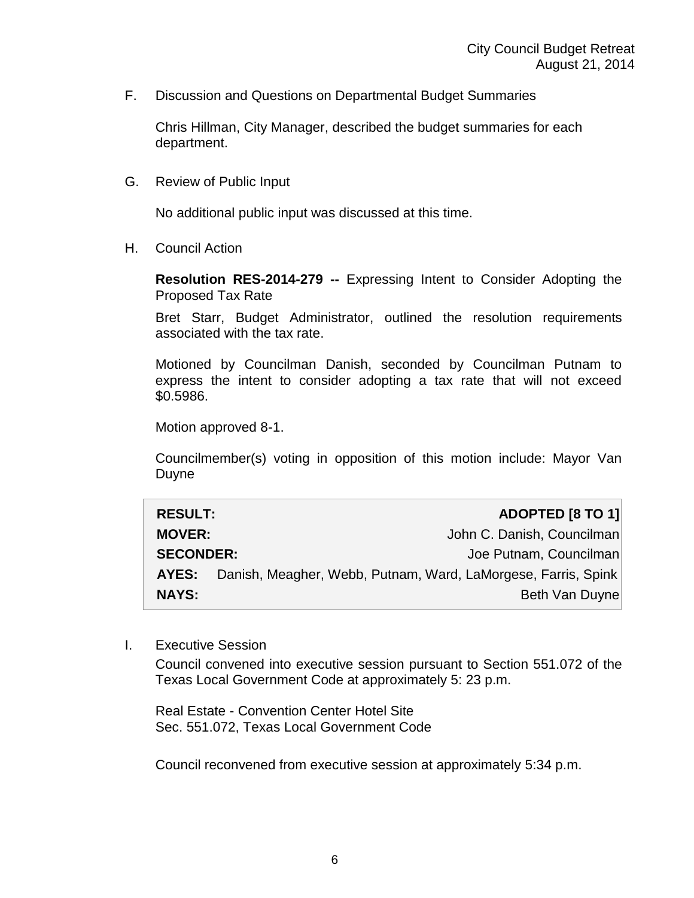F. Discussion and Questions on Departmental Budget Summaries

Chris Hillman, City Manager, described the budget summaries for each department.

G. Review of Public Input

No additional public input was discussed at this time.

H. Council Action

**Resolution RES-2014-279 --** Expressing Intent to Consider Adopting the Proposed Tax Rate

Bret Starr, Budget Administrator, outlined the resolution requirements associated with the tax rate.

Motioned by Councilman Danish, seconded by Councilman Putnam to express the intent to consider adopting a tax rate that will not exceed $0.5986.

Motion approved 8-1.

Councilmember(s) voting in opposition of this motion include: Mayor Van Duyne

| | |
|---|---|
| **RESULT:** | **ADOPTED [8 TO 1]** |
| **MOVER:** | John C. Danish, Councilman |
| **SECONDER:** | Joe Putnam, Councilman |
| **AYES:** | Danish, Meagher, Webb, Putnam, Ward, LaMorgese, Farris, Spink |
| **NAYS:** | Beth Van Duyne |

I. Executive Session

Council convened into executive session pursuant to Section 551.072 of the Texas Local Government Code at approximately 5: 23 p.m.

Real Estate - Convention Center Hotel Site
Sec. 551.072, Texas Local Government Code

Council reconvened from executive session at approximately 5:34 p.m.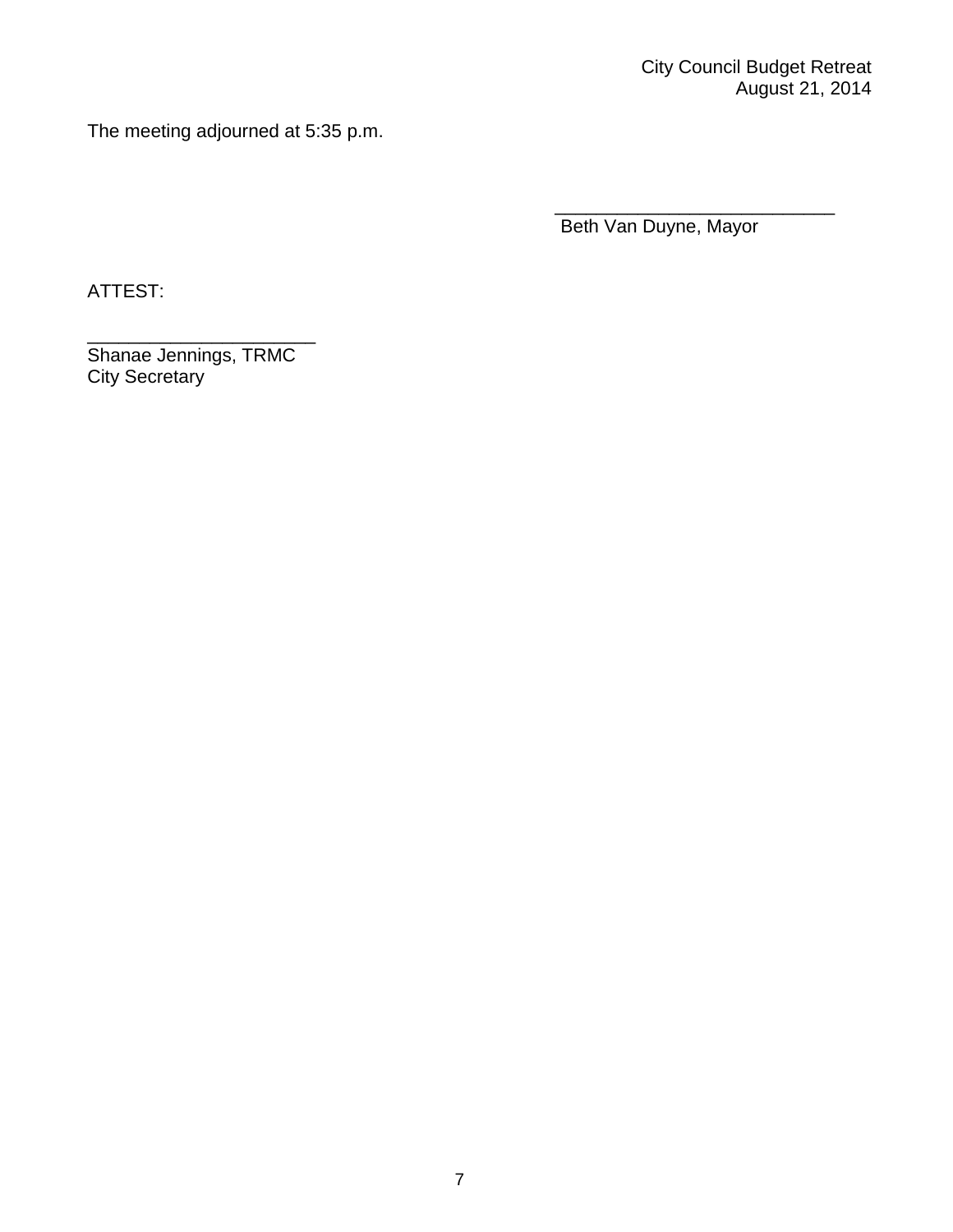The meeting adjourned at 5:35 p.m.

\_\_\_\_\_\_\_\_\_\_\_\_\_\_\_\_\_\_\_\_\_\_\_\_\_\_\_\_
Beth Van Duyne, Mayor

ATTEST:

\_\_\_\_\_\_\_\_\_\_\_\_\_\_\_\_\_\_\_\_\_\_
Shanae Jennings, TRMC
City Secretary